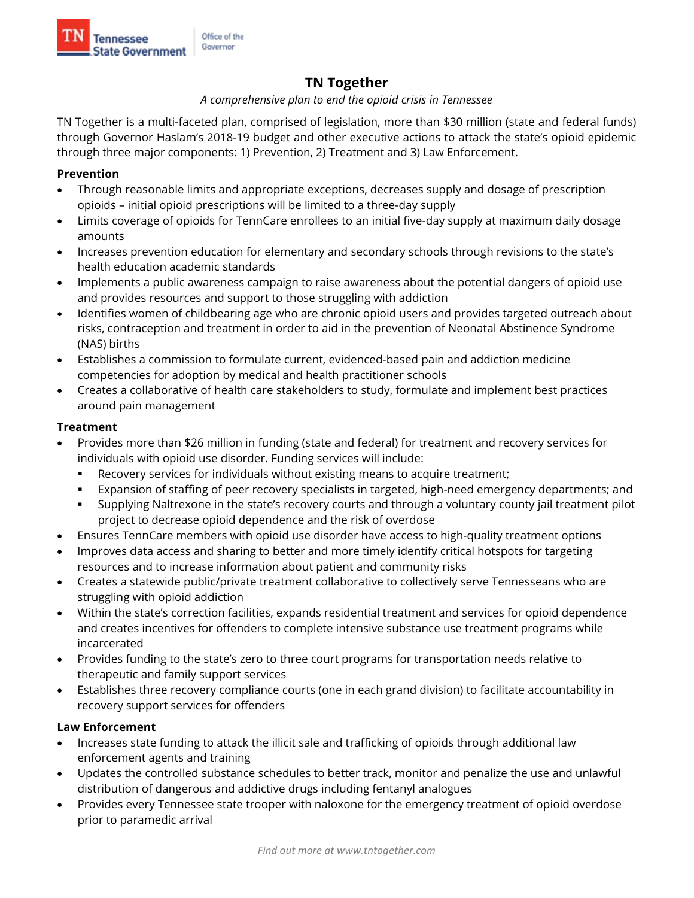Tennessee State Government | Office of the Governor

# TN Together

*A comprehensive plan to end the opioid crisis in Tennessee*

TN Together is a multi-faceted plan, comprised of legislation, more than $30 million (state and federal funds) through Governor Haslam's 2018-19 budget and other executive actions to attack the state's opioid epidemic through three major components: 1) Prevention, 2) Treatment and 3) Law Enforcement.

**Prevention**

- Through reasonable limits and appropriate exceptions, decreases supply and dosage of prescription opioids – initial opioid prescriptions will be limited to a three-day supply
- Limits coverage of opioids for TennCare enrollees to an initial five-day supply at maximum daily dosage amounts
- Increases prevention education for elementary and secondary schools through revisions to the state's health education academic standards
- Implements a public awareness campaign to raise awareness about the potential dangers of opioid use and provides resources and support to those struggling with addiction
- Identifies women of childbearing age who are chronic opioid users and provides targeted outreach about risks, contraception and treatment in order to aid in the prevention of Neonatal Abstinence Syndrome (NAS) births
- Establishes a commission to formulate current, evidenced-based pain and addiction medicine competencies for adoption by medical and health practitioner schools
- Creates a collaborative of health care stakeholders to study, formulate and implement best practices around pain management

**Treatment**

- Provides more than $26 million in funding (state and federal) for treatment and recovery services for individuals with opioid use disorder. Funding services will include:
  - Recovery services for individuals without existing means to acquire treatment;
  - Expansion of staffing of peer recovery specialists in targeted, high-need emergency departments; and
  - Supplying Naltrexone in the state's recovery courts and through a voluntary county jail treatment pilot project to decrease opioid dependence and the risk of overdose
- Ensures TennCare members with opioid use disorder have access to high-quality treatment options
- Improves data access and sharing to better and more timely identify critical hotspots for targeting resources and to increase information about patient and community risks
- Creates a statewide public/private treatment collaborative to collectively serve Tennesseans who are struggling with opioid addiction
- Within the state's correction facilities, expands residential treatment and services for opioid dependence and creates incentives for offenders to complete intensive substance use treatment programs while incarcerated
- Provides funding to the state's zero to three court programs for transportation needs relative to therapeutic and family support services
- Establishes three recovery compliance courts (one in each grand division) to facilitate accountability in recovery support services for offenders

**Law Enforcement**

- Increases state funding to attack the illicit sale and trafficking of opioids through additional law enforcement agents and training
- Updates the controlled substance schedules to better track, monitor and penalize the use and unlawful distribution of dangerous and addictive drugs including fentanyl analogues
- Provides every Tennessee state trooper with naloxone for the emergency treatment of opioid overdose prior to paramedic arrival

*Find out more at www.tntogether.com*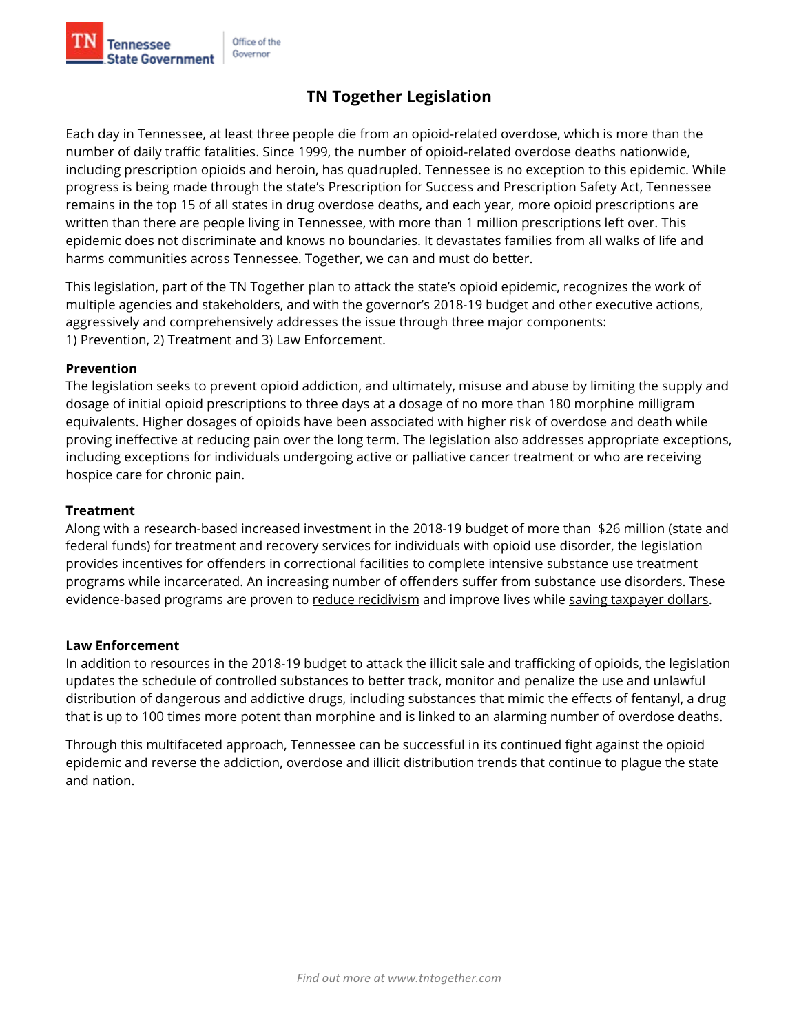# TN Together Legislation

Each day in Tennessee, at least three people die from an opioid-related overdose, which is more than the number of daily traffic fatalities. Since 1999, the number of opioid-related overdose deaths nationwide, including prescription opioids and heroin, has quadrupled. Tennessee is no exception to this epidemic. While progress is being made through the state's Prescription for Success and Prescription Safety Act, Tennessee remains in the top 15 of all states in drug overdose deaths, and each year, more opioid prescriptions are written than there are people living in Tennessee, with more than 1 million prescriptions left over. This epidemic does not discriminate and knows no boundaries. It devastates families from all walks of life and harms communities across Tennessee. Together, we can and must do better.

This legislation, part of the TN Together plan to attack the state's opioid epidemic, recognizes the work of multiple agencies and stakeholders, and with the governor's 2018-19 budget and other executive actions, aggressively and comprehensively addresses the issue through three major components:
1) Prevention, 2) Treatment and 3) Law Enforcement.

**Prevention**
The legislation seeks to prevent opioid addiction, and ultimately, misuse and abuse by limiting the supply and dosage of initial opioid prescriptions to three days at a dosage of no more than 180 morphine milligram equivalents. Higher dosages of opioids have been associated with higher risk of overdose and death while proving ineffective at reducing pain over the long term. The legislation also addresses appropriate exceptions, including exceptions for individuals undergoing active or palliative cancer treatment or who are receiving hospice care for chronic pain.

**Treatment**
Along with a research-based increased investment in the 2018-19 budget of more than $26 million (state and federal funds) for treatment and recovery services for individuals with opioid use disorder, the legislation provides incentives for offenders in correctional facilities to complete intensive substance use treatment programs while incarcerated. An increasing number of offenders suffer from substance use disorders. These evidence-based programs are proven to reduce recidivism and improve lives while saving taxpayer dollars.

**Law Enforcement**
In addition to resources in the 2018-19 budget to attack the illicit sale and trafficking of opioids, the legislation updates the schedule of controlled substances to better track, monitor and penalize the use and unlawful distribution of dangerous and addictive drugs, including substances that mimic the effects of fentanyl, a drug that is up to 100 times more potent than morphine and is linked to an alarming number of overdose deaths.

Through this multifaceted approach, Tennessee can be successful in its continued fight against the opioid epidemic and reverse the addiction, overdose and illicit distribution trends that continue to plague the state and nation.

*Find out more at www.tntogether.com*